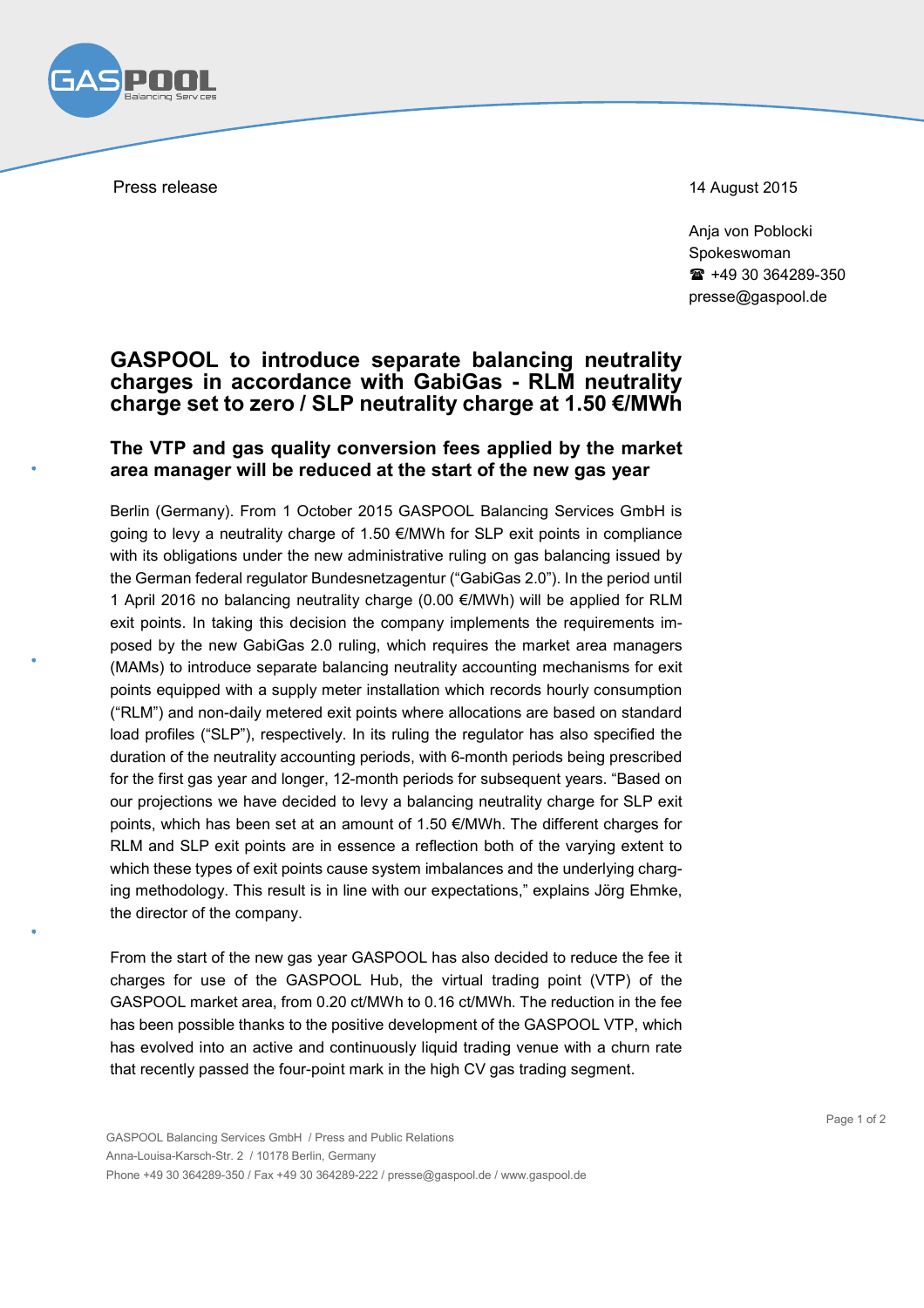Press release

14 August 2015

Anja von Poblocki
Spokeswoman
☎ +49 30 364289-350
presse@gaspool.de

# GASPOOL to introduce separate balancing neutrality charges in accordance with GabiGas - RLM neutrality charge set to zero / SLP neutrality charge at 1.50 €/MWh

## The VTP and gas quality conversion fees applied by the market area manager will be reduced at the start of the new gas year

Berlin (Germany). From 1 October 2015 GASPOOL Balancing Services GmbH is going to levy a neutrality charge of 1.50 €/MWh for SLP exit points in compliance with its obligations under the new administrative ruling on gas balancing issued by the German federal regulator Bundesnetzagentur ("GabiGas 2.0"). In the period until 1 April 2016 no balancing neutrality charge (0.00 €/MWh) will be applied for RLM exit points. In taking this decision the company implements the requirements imposed by the new GabiGas 2.0 ruling, which requires the market area managers (MAMs) to introduce separate balancing neutrality accounting mechanisms for exit points equipped with a supply meter installation which records hourly consumption ("RLM") and non-daily metered exit points where allocations are based on standard load profiles ("SLP"), respectively. In its ruling the regulator has also specified the duration of the neutrality accounting periods, with 6-month periods being prescribed for the first gas year and longer, 12-month periods for subsequent years. "Based on our projections we have decided to levy a balancing neutrality charge for SLP exit points, which has been set at an amount of 1.50 €/MWh. The different charges for RLM and SLP exit points are in essence a reflection both of the varying extent to which these types of exit points cause system imbalances and the underlying charging methodology. This result is in line with our expectations," explains Jörg Ehmke, the director of the company.

From the start of the new gas year GASPOOL has also decided to reduce the fee it charges for use of the GASPOOL Hub, the virtual trading point (VTP) of the GASPOOL market area, from 0.20 ct/MWh to 0.16 ct/MWh. The reduction in the fee has been possible thanks to the positive development of the GASPOOL VTP, which has evolved into an active and continuously liquid trading venue with a churn rate that recently passed the four-point mark in the high CV gas trading segment.

GASPOOL Balancing Services GmbH / Press and Public Relations
Anna-Louisa-Karsch-Str. 2 / 10178 Berlin, Germany
Phone +49 30 364289-350 / Fax +49 30 364289-222 / presse@gaspool.de / www.gaspool.de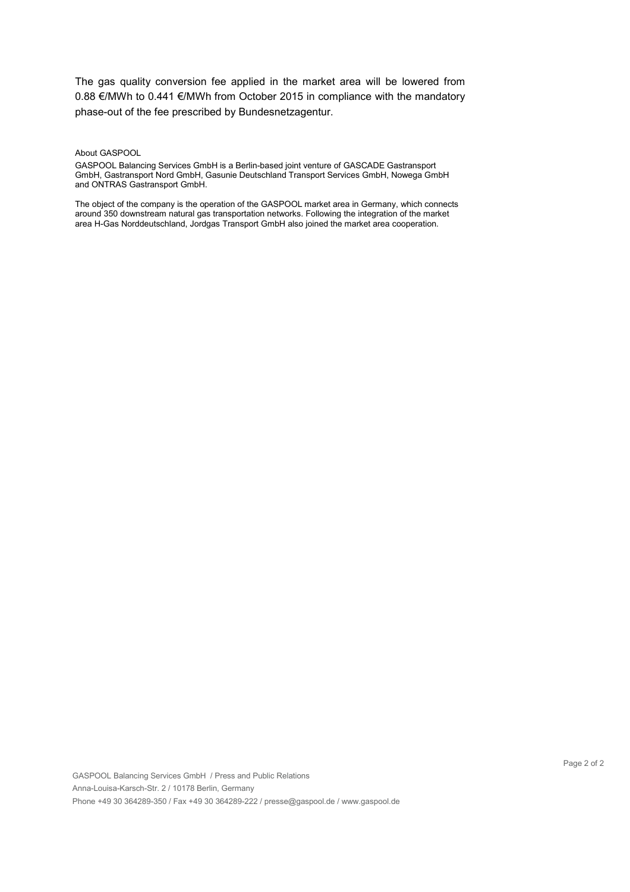The gas quality conversion fee applied in the market area will be lowered from 0.88 €/MWh to 0.441 €/MWh from October 2015 in compliance with the mandatory phase-out of the fee prescribed by Bundesnetzagentur.

About GASPOOL

GASPOOL Balancing Services GmbH is a Berlin-based joint venture of GASCADE Gastransport GmbH, Gastransport Nord GmbH, Gasunie Deutschland Transport Services GmbH, Nowega GmbH and ONTRAS Gastransport GmbH.

The object of the company is the operation of the GASPOOL market area in Germany, which connects around 350 downstream natural gas transportation networks. Following the integration of the market area H-Gas Norddeutschland, Jordgas Transport GmbH also joined the market area cooperation.

GASPOOL Balancing Services GmbH / Press and Public Relations
Anna-Louisa-Karsch-Str. 2 / 10178 Berlin, Germany
Phone +49 30 364289-350 / Fax +49 30 364289-222 / presse@gaspool.de / www.gaspool.de